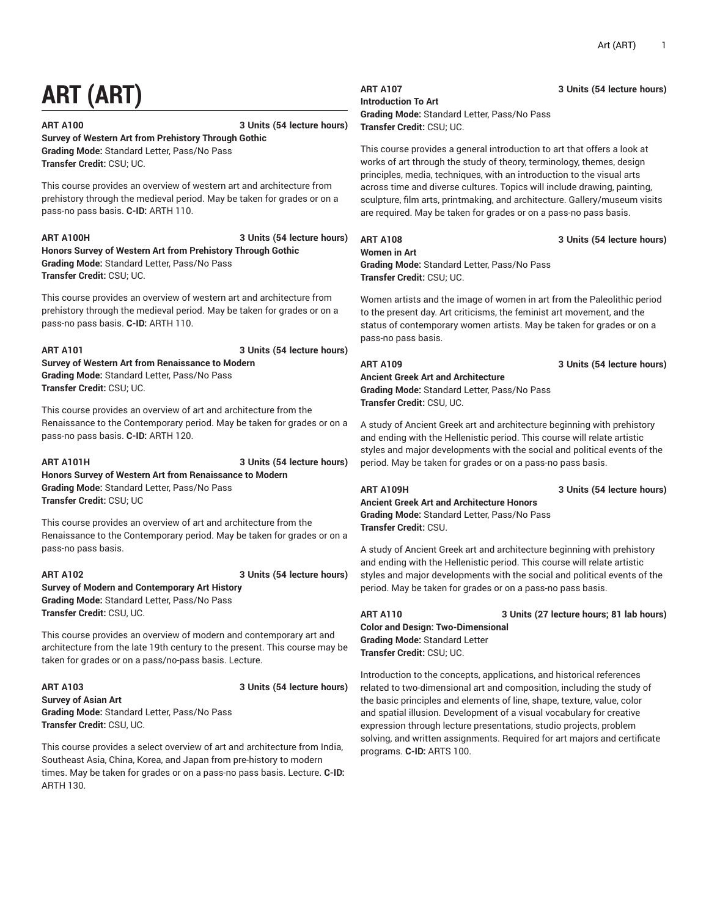# ART (ART)

**ART A100** **3 Units (54 lecture hours)**
**Survey of Western Art from Prehistory Through Gothic**
**Grading Mode:** Standard Letter, Pass/No Pass
**Transfer Credit:** CSU; UC.

This course provides an overview of western art and architecture from prehistory through the medieval period. May be taken for grades or on a pass-no pass basis. **C-ID:** ARTH 110.

**ART A100H** **3 Units (54 lecture hours)**
**Honors Survey of Western Art from Prehistory Through Gothic**
**Grading Mode:** Standard Letter, Pass/No Pass
**Transfer Credit:** CSU; UC.

This course provides an overview of western art and architecture from prehistory through the medieval period. May be taken for grades or on a pass-no pass basis. **C-ID:** ARTH 110.

**ART A101** **3 Units (54 lecture hours)**
**Survey of Western Art from Renaissance to Modern**
**Grading Mode:** Standard Letter, Pass/No Pass
**Transfer Credit:** CSU; UC.

This course provides an overview of art and architecture from the Renaissance to the Contemporary period. May be taken for grades or on a pass-no pass basis. **C-ID:** ARTH 120.

**ART A101H** **3 Units (54 lecture hours)**
**Honors Survey of Western Art from Renaissance to Modern**
**Grading Mode:** Standard Letter, Pass/No Pass
**Transfer Credit:** CSU; UC

This course provides an overview of art and architecture from the Renaissance to the Contemporary period. May be taken for grades or on a pass-no pass basis.

**ART A102** **3 Units (54 lecture hours)**
**Survey of Modern and Contemporary Art History**
**Grading Mode:** Standard Letter, Pass/No Pass
**Transfer Credit:** CSU, UC.

This course provides an overview of modern and contemporary art and architecture from the late 19th century to the present. This course may be taken for grades or on a pass/no-pass basis. Lecture.

**ART A103** **3 Units (54 lecture hours)**
**Survey of Asian Art**
**Grading Mode:** Standard Letter, Pass/No Pass
**Transfer Credit:** CSU, UC.

This course provides a select overview of art and architecture from India, Southeast Asia, China, Korea, and Japan from pre-history to modern times. May be taken for grades or on a pass-no pass basis. Lecture. **C-ID:** ARTH 130.

**ART A107** **3 Units (54 lecture hours)**
**Introduction To Art**
**Grading Mode:** Standard Letter, Pass/No Pass
**Transfer Credit:** CSU; UC.

This course provides a general introduction to art that offers a look at works of art through the study of theory, terminology, themes, design principles, media, techniques, with an introduction to the visual arts across time and diverse cultures. Topics will include drawing, painting, sculpture, film arts, printmaking, and architecture. Gallery/museum visits are required. May be taken for grades or on a pass-no pass basis.

**ART A108** **3 Units (54 lecture hours)**
**Women in Art**
**Grading Mode:** Standard Letter, Pass/No Pass
**Transfer Credit:** CSU; UC.

Women artists and the image of women in art from the Paleolithic period to the present day. Art criticisms, the feminist art movement, and the status of contemporary women artists. May be taken for grades or on a pass-no pass basis.

**ART A109** **3 Units (54 lecture hours)**
**Ancient Greek Art and Architecture**
**Grading Mode:** Standard Letter, Pass/No Pass
**Transfer Credit:** CSU, UC.

A study of Ancient Greek art and architecture beginning with prehistory and ending with the Hellenistic period. This course will relate artistic styles and major developments with the social and political events of the period. May be taken for grades or on a pass-no pass basis.

**ART A109H** **3 Units (54 lecture hours)**
**Ancient Greek Art and Architecture Honors**
**Grading Mode:** Standard Letter, Pass/No Pass
**Transfer Credit:** CSU.

A study of Ancient Greek art and architecture beginning with prehistory and ending with the Hellenistic period. This course will relate artistic styles and major developments with the social and political events of the period. May be taken for grades or on a pass-no pass basis.

**ART A110** **3 Units (27 lecture hours; 81 lab hours)**
**Color and Design: Two-Dimensional**
**Grading Mode:** Standard Letter
**Transfer Credit:** CSU; UC.

Introduction to the concepts, applications, and historical references related to two-dimensional art and composition, including the study of the basic principles and elements of line, shape, texture, value, color and spatial illusion. Development of a visual vocabulary for creative expression through lecture presentations, studio projects, problem solving, and written assignments. Required for art majors and certificate programs. **C-ID:** ARTS 100.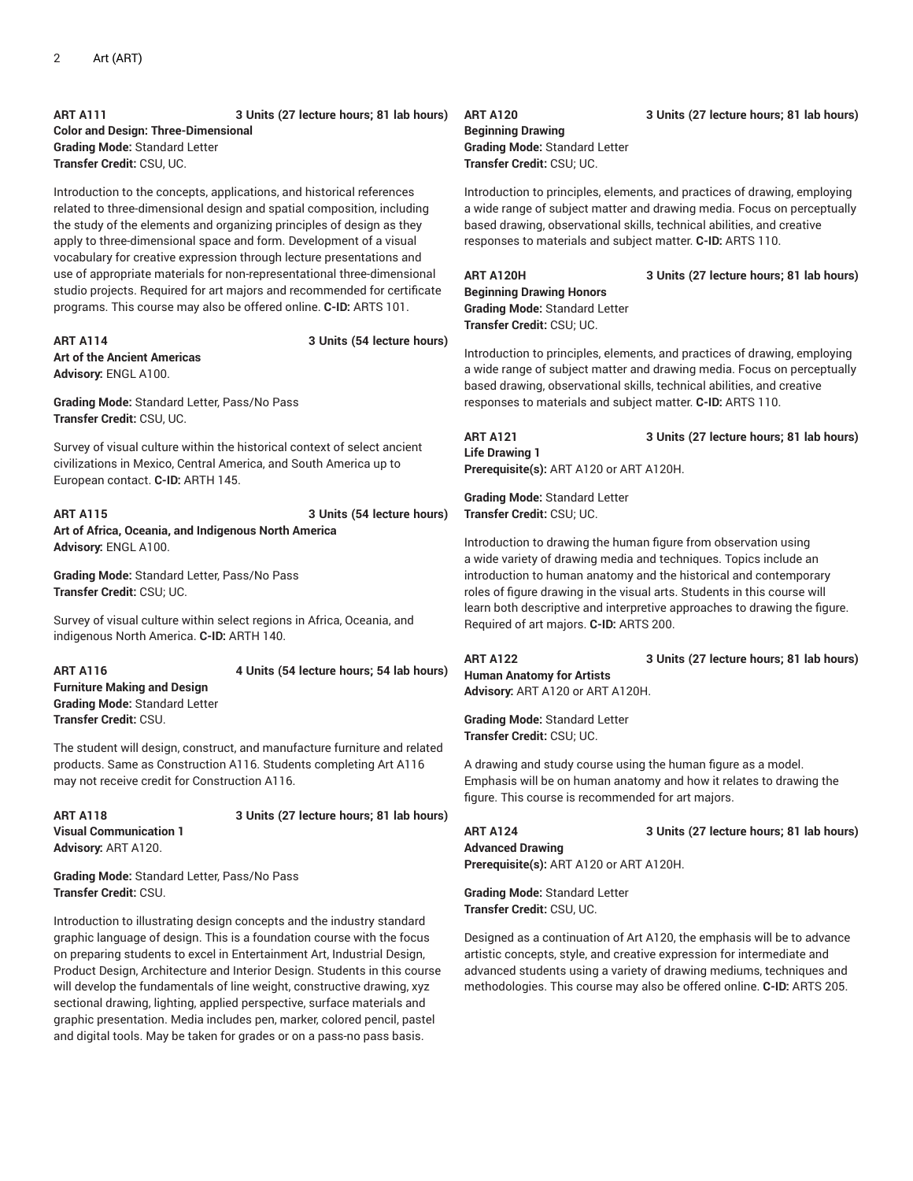**ART A111** **3 Units (27 lecture hours; 81 lab hours)**
**Color and Design: Three-Dimensional**
**Grading Mode:** Standard Letter
**Transfer Credit:** CSU, UC.

Introduction to the concepts, applications, and historical references related to three-dimensional design and spatial composition, including the study of the elements and organizing principles of design as they apply to three-dimensional space and form. Development of a visual vocabulary for creative expression through lecture presentations and use of appropriate materials for non-representational three-dimensional studio projects. Required for art majors and recommended for certificate programs. This course may also be offered online. **C-ID:** ARTS 101.

**ART A114** **3 Units (54 lecture hours)**
**Art of the Ancient Americas**
**Advisory:** ENGL A100.

**Grading Mode:** Standard Letter, Pass/No Pass
**Transfer Credit:** CSU, UC.

Survey of visual culture within the historical context of select ancient civilizations in Mexico, Central America, and South America up to European contact. **C-ID:** ARTH 145.

**ART A115** **3 Units (54 lecture hours)**
**Art of Africa, Oceania, and Indigenous North America**
**Advisory:** ENGL A100.

**Grading Mode:** Standard Letter, Pass/No Pass
**Transfer Credit:** CSU; UC.

Survey of visual culture within select regions in Africa, Oceania, and indigenous North America. **C-ID:** ARTH 140.

**ART A116** **4 Units (54 lecture hours; 54 lab hours)**
**Furniture Making and Design**
**Grading Mode:** Standard Letter
**Transfer Credit:** CSU.

The student will design, construct, and manufacture furniture and related products. Same as Construction A116. Students completing Art A116 may not receive credit for Construction A116.

**ART A118** **3 Units (27 lecture hours; 81 lab hours)**
**Visual Communication 1**
**Advisory:** ART A120.

**Grading Mode:** Standard Letter, Pass/No Pass
**Transfer Credit:** CSU.

Introduction to illustrating design concepts and the industry standard graphic language of design. This is a foundation course with the focus on preparing students to excel in Entertainment Art, Industrial Design, Product Design, Architecture and Interior Design. Students in this course will develop the fundamentals of line weight, constructive drawing, xyz sectional drawing, lighting, applied perspective, surface materials and graphic presentation. Media includes pen, marker, colored pencil, pastel and digital tools. May be taken for grades or on a pass-no pass basis.

**ART A120** **3 Units (27 lecture hours; 81 lab hours)**
**Beginning Drawing**
**Grading Mode:** Standard Letter
**Transfer Credit:** CSU; UC.

Introduction to principles, elements, and practices of drawing, employing a wide range of subject matter and drawing media. Focus on perceptually based drawing, observational skills, technical abilities, and creative responses to materials and subject matter. **C-ID:** ARTS 110.

**ART A120H** **3 Units (27 lecture hours; 81 lab hours)**
**Beginning Drawing Honors**
**Grading Mode:** Standard Letter
**Transfer Credit:** CSU; UC.

Introduction to principles, elements, and practices of drawing, employing a wide range of subject matter and drawing media. Focus on perceptually based drawing, observational skills, technical abilities, and creative responses to materials and subject matter. **C-ID:** ARTS 110.

**ART A121** **3 Units (27 lecture hours; 81 lab hours)**
**Life Drawing 1**
**Prerequisite(s):** ART A120 or ART A120H.

**Grading Mode:** Standard Letter
**Transfer Credit:** CSU; UC.

Introduction to drawing the human figure from observation using a wide variety of drawing media and techniques. Topics include an introduction to human anatomy and the historical and contemporary roles of figure drawing in the visual arts. Students in this course will learn both descriptive and interpretive approaches to drawing the figure. Required of art majors. **C-ID:** ARTS 200.

**ART A122** **3 Units (27 lecture hours; 81 lab hours)**
**Human Anatomy for Artists**
**Advisory:** ART A120 or ART A120H.

**Grading Mode:** Standard Letter
**Transfer Credit:** CSU; UC.

A drawing and study course using the human figure as a model. Emphasis will be on human anatomy and how it relates to drawing the figure. This course is recommended for art majors.

**ART A124** **3 Units (27 lecture hours; 81 lab hours)**
**Advanced Drawing**
**Prerequisite(s):** ART A120 or ART A120H.

**Grading Mode:** Standard Letter
**Transfer Credit:** CSU, UC.

Designed as a continuation of Art A120, the emphasis will be to advance artistic concepts, style, and creative expression for intermediate and advanced students using a variety of drawing mediums, techniques and methodologies. This course may also be offered online. **C-ID:** ARTS 205.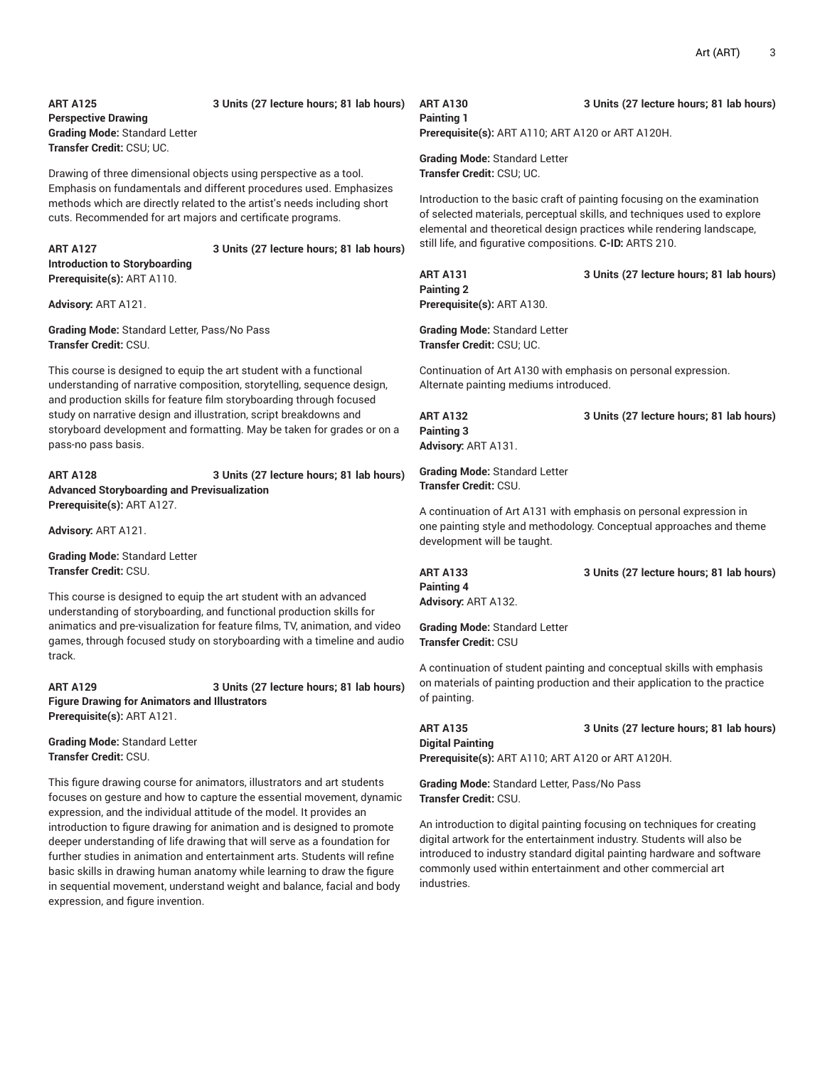**ART A125** **3 Units (27 lecture hours; 81 lab hours)**
**Perspective Drawing**
**Grading Mode:** Standard Letter
**Transfer Credit:** CSU; UC.

Drawing of three dimensional objects using perspective as a tool. Emphasis on fundamentals and different procedures used. Emphasizes methods which are directly related to the artist's needs including short cuts. Recommended for art majors and certificate programs.

**ART A127** **3 Units (27 lecture hours; 81 lab hours)**
**Introduction to Storyboarding**
**Prerequisite(s):** ART A110.

**Advisory:** ART A121.

**Grading Mode:** Standard Letter, Pass/No Pass
**Transfer Credit:** CSU.

This course is designed to equip the art student with a functional understanding of narrative composition, storytelling, sequence design, and production skills for feature film storyboarding through focused study on narrative design and illustration, script breakdowns and storyboard development and formatting. May be taken for grades or on a pass-no pass basis.

**ART A128** **3 Units (27 lecture hours; 81 lab hours)**
**Advanced Storyboarding and Previsualization**
**Prerequisite(s):** ART A127.

**Advisory:** ART A121.

**Grading Mode:** Standard Letter
**Transfer Credit:** CSU.

This course is designed to equip the art student with an advanced understanding of storyboarding, and functional production skills for animatics and pre-visualization for feature films, TV, animation, and video games, through focused study on storyboarding with a timeline and audio track.

**ART A129** **3 Units (27 lecture hours; 81 lab hours)**
**Figure Drawing for Animators and Illustrators**
**Prerequisite(s):** ART A121.

**Grading Mode:** Standard Letter
**Transfer Credit:** CSU.

This figure drawing course for animators, illustrators and art students focuses on gesture and how to capture the essential movement, dynamic expression, and the individual attitude of the model. It provides an introduction to figure drawing for animation and is designed to promote deeper understanding of life drawing that will serve as a foundation for further studies in animation and entertainment arts. Students will refine basic skills in drawing human anatomy while learning to draw the figure in sequential movement, understand weight and balance, facial and body expression, and figure invention.

**ART A130** **3 Units (27 lecture hours; 81 lab hours)**
**Painting 1**
**Prerequisite(s):** ART A110; ART A120 or ART A120H.

**Grading Mode:** Standard Letter
**Transfer Credit:** CSU; UC.

Introduction to the basic craft of painting focusing on the examination of selected materials, perceptual skills, and techniques used to explore elemental and theoretical design practices while rendering landscape, still life, and figurative compositions. **C-ID:** ARTS 210.

**ART A131** **3 Units (27 lecture hours; 81 lab hours)**
**Painting 2**
**Prerequisite(s):** ART A130.

**Grading Mode:** Standard Letter
**Transfer Credit:** CSU; UC.

Continuation of Art A130 with emphasis on personal expression. Alternate painting mediums introduced.

**ART A132** **3 Units (27 lecture hours; 81 lab hours)**
**Painting 3**
**Advisory:** ART A131.

**Grading Mode:** Standard Letter
**Transfer Credit:** CSU.

A continuation of Art A131 with emphasis on personal expression in one painting style and methodology. Conceptual approaches and theme development will be taught.

**ART A133** **3 Units (27 lecture hours; 81 lab hours)**
**Painting 4**
**Advisory:** ART A132.

**Grading Mode:** Standard Letter
**Transfer Credit:** CSU

A continuation of student painting and conceptual skills with emphasis on materials of painting production and their application to the practice of painting.

**ART A135** **3 Units (27 lecture hours; 81 lab hours)**
**Digital Painting**
**Prerequisite(s):** ART A110; ART A120 or ART A120H.

**Grading Mode:** Standard Letter, Pass/No Pass
**Transfer Credit:** CSU.

An introduction to digital painting focusing on techniques for creating digital artwork for the entertainment industry. Students will also be introduced to industry standard digital painting hardware and software commonly used within entertainment and other commercial art industries.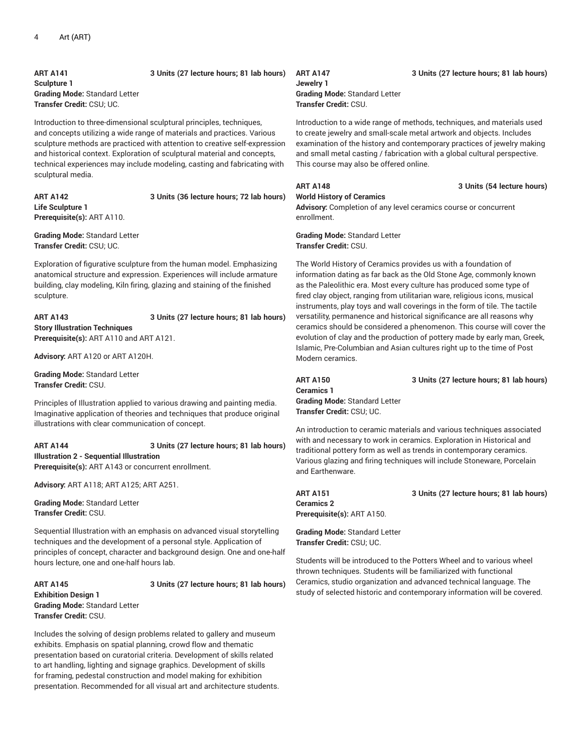**ART A141** **3 Units (27 lecture hours; 81 lab hours)**
**Sculpture 1**
**Grading Mode:** Standard Letter
**Transfer Credit:** CSU; UC.

Introduction to three-dimensional sculptural principles, techniques, and concepts utilizing a wide range of materials and practices. Various sculpture methods are practiced with attention to creative self-expression and historical context. Exploration of sculptural material and concepts, technical experiences may include modeling, casting and fabricating with sculptural media.

**ART A142** **3 Units (36 lecture hours; 72 lab hours)**
**Life Sculpture 1**
**Prerequisite(s):** ART A110.

**Grading Mode:** Standard Letter
**Transfer Credit:** CSU; UC.

Exploration of figurative sculpture from the human model. Emphasizing anatomical structure and expression. Experiences will include armature building, clay modeling, Kiln firing, glazing and staining of the finished sculpture.

**ART A143** **3 Units (27 lecture hours; 81 lab hours)**
**Story Illustration Techniques**
**Prerequisite(s):** ART A110 and ART A121.

**Advisory:** ART A120 or ART A120H.

**Grading Mode:** Standard Letter
**Transfer Credit:** CSU.

Principles of Illustration applied to various drawing and painting media. Imaginative application of theories and techniques that produce original illustrations with clear communication of concept.

**ART A144** **3 Units (27 lecture hours; 81 lab hours)**
**Illustration 2 - Sequential Illustration**
**Prerequisite(s):** ART A143 or concurrent enrollment.

**Advisory:** ART A118; ART A125; ART A251.

**Grading Mode:** Standard Letter
**Transfer Credit:** CSU.

Sequential Illustration with an emphasis on advanced visual storytelling techniques and the development of a personal style. Application of principles of concept, character and background design. One and one-half hours lecture, one and one-half hours lab.

**ART A145** **3 Units (27 lecture hours; 81 lab hours)**
**Exhibition Design 1**
**Grading Mode:** Standard Letter
**Transfer Credit:** CSU.

Includes the solving of design problems related to gallery and museum exhibits. Emphasis on spatial planning, crowd flow and thematic presentation based on curatorial criteria. Development of skills related to art handling, lighting and signage graphics. Development of skills for framing, pedestal construction and model making for exhibition presentation. Recommended for all visual art and architecture students.

**ART A147** **3 Units (27 lecture hours; 81 lab hours)**
**Jewelry 1**
**Grading Mode:** Standard Letter
**Transfer Credit:** CSU.

Introduction to a wide range of methods, techniques, and materials used to create jewelry and small-scale metal artwork and objects. Includes examination of the history and contemporary practices of jewelry making and small metal casting / fabrication with a global cultural perspective. This course may also be offered online.

**ART A148** **3 Units (54 lecture hours)**
**World History of Ceramics**
**Advisory:** Completion of any level ceramics course or concurrent enrollment.

**Grading Mode:** Standard Letter
**Transfer Credit:** CSU.

The World History of Ceramics provides us with a foundation of information dating as far back as the Old Stone Age, commonly known as the Paleolithic era. Most every culture has produced some type of fired clay object, ranging from utilitarian ware, religious icons, musical instruments, play toys and wall coverings in the form of tile. The tactile versatility, permanence and historical significance are all reasons why ceramics should be considered a phenomenon. This course will cover the evolution of clay and the production of pottery made by early man, Greek, Islamic, Pre-Columbian and Asian cultures right up to the time of Post Modern ceramics.

**ART A150** **3 Units (27 lecture hours; 81 lab hours)**
**Ceramics 1**
**Grading Mode:** Standard Letter
**Transfer Credit:** CSU; UC.

An introduction to ceramic materials and various techniques associated with and necessary to work in ceramics. Exploration in Historical and traditional pottery form as well as trends in contemporary ceramics. Various glazing and firing techniques will include Stoneware, Porcelain and Earthenware.

**ART A151** **3 Units (27 lecture hours; 81 lab hours)**
**Ceramics 2**
**Prerequisite(s):** ART A150.

**Grading Mode:** Standard Letter
**Transfer Credit:** CSU; UC.

Students will be introduced to the Potters Wheel and to various wheel thrown techniques. Students will be familiarized with functional Ceramics, studio organization and advanced technical language. The study of selected historic and contemporary information will be covered.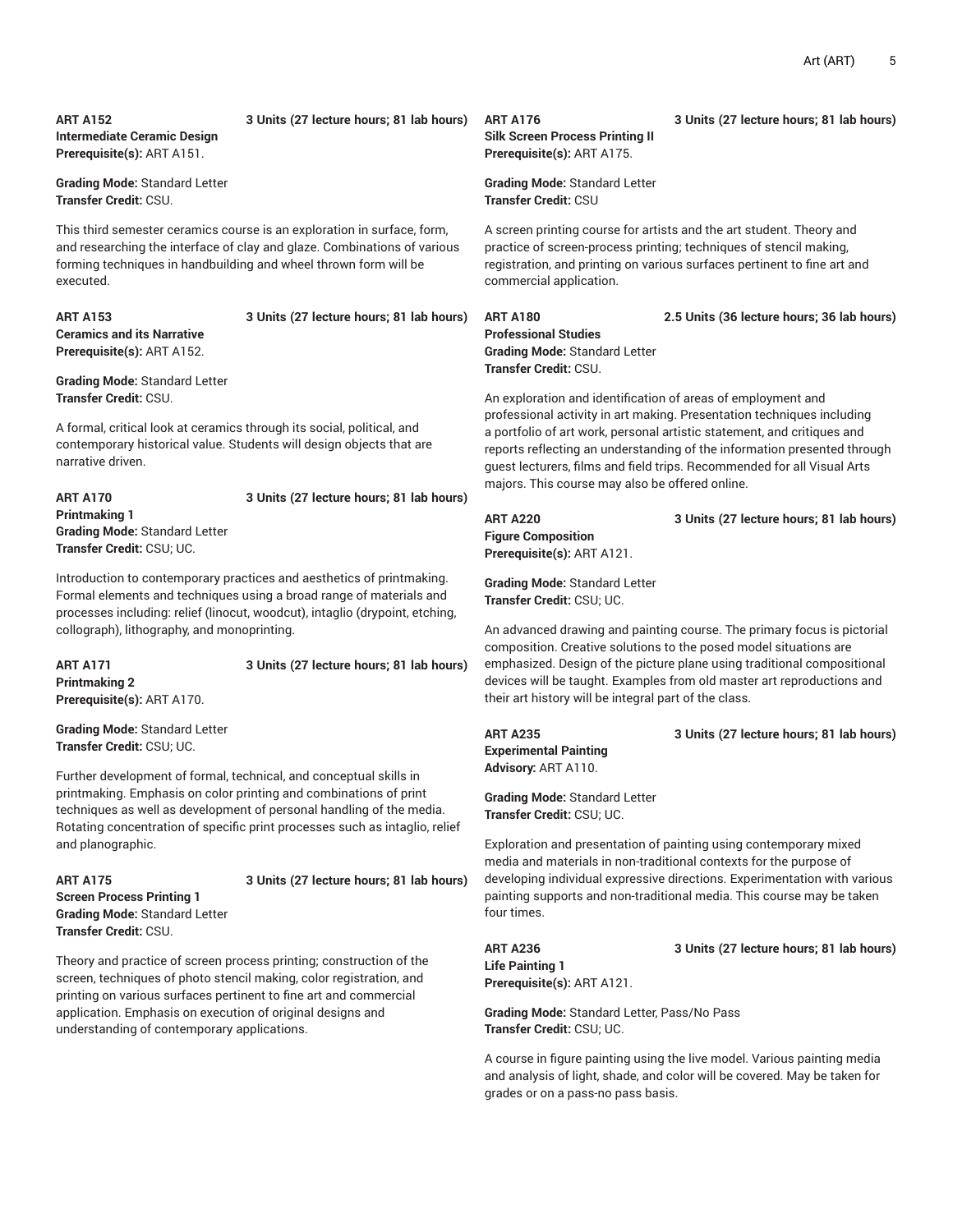**ART A152** **3 Units (27 lecture hours; 81 lab hours)**
**Intermediate Ceramic Design**
**Prerequisite(s):** ART A151.

**Grading Mode:** Standard Letter
**Transfer Credit:** CSU.

This third semester ceramics course is an exploration in surface, form, and researching the interface of clay and glaze. Combinations of various forming techniques in handbuilding and wheel thrown form will be executed.

**ART A153** **3 Units (27 lecture hours; 81 lab hours)**
**Ceramics and its Narrative**
**Prerequisite(s):** ART A152.

**Grading Mode:** Standard Letter
**Transfer Credit:** CSU.

A formal, critical look at ceramics through its social, political, and contemporary historical value. Students will design objects that are narrative driven.

**ART A170** **3 Units (27 lecture hours; 81 lab hours)**
**Printmaking 1**
**Grading Mode:** Standard Letter
**Transfer Credit:** CSU; UC.

Introduction to contemporary practices and aesthetics of printmaking. Formal elements and techniques using a broad range of materials and processes including: relief (linocut, woodcut), intaglio (drypoint, etching, collograph), lithography, and monoprinting.

**ART A171** **3 Units (27 lecture hours; 81 lab hours)**
**Printmaking 2**
**Prerequisite(s):** ART A170.

**Grading Mode:** Standard Letter
**Transfer Credit:** CSU; UC.

Further development of formal, technical, and conceptual skills in printmaking. Emphasis on color printing and combinations of print techniques as well as development of personal handling of the media. Rotating concentration of specific print processes such as intaglio, relief and planographic.

**ART A175** **3 Units (27 lecture hours; 81 lab hours)**
**Screen Process Printing 1**
**Grading Mode:** Standard Letter
**Transfer Credit:** CSU.

Theory and practice of screen process printing; construction of the screen, techniques of photo stencil making, color registration, and printing on various surfaces pertinent to fine art and commercial application. Emphasis on execution of original designs and understanding of contemporary applications.

**ART A176** **3 Units (27 lecture hours; 81 lab hours)**
**Silk Screen Process Printing II**
**Prerequisite(s):** ART A175.

**Grading Mode:** Standard Letter
**Transfer Credit:** CSU

A screen printing course for artists and the art student. Theory and practice of screen-process printing; techniques of stencil making, registration, and printing on various surfaces pertinent to fine art and commercial application.

**ART A180** **2.5 Units (36 lecture hours; 36 lab hours)**
**Professional Studies**
**Grading Mode:** Standard Letter
**Transfer Credit:** CSU.

An exploration and identification of areas of employment and professional activity in art making. Presentation techniques including a portfolio of art work, personal artistic statement, and critiques and reports reflecting an understanding of the information presented through guest lecturers, films and field trips. Recommended for all Visual Arts majors. This course may also be offered online.

**ART A220** **3 Units (27 lecture hours; 81 lab hours)**
**Figure Composition**
**Prerequisite(s):** ART A121.

**Grading Mode:** Standard Letter
**Transfer Credit:** CSU; UC.

An advanced drawing and painting course. The primary focus is pictorial composition. Creative solutions to the posed model situations are emphasized. Design of the picture plane using traditional compositional devices will be taught. Examples from old master art reproductions and their art history will be integral part of the class.

**ART A235** **3 Units (27 lecture hours; 81 lab hours)**
**Experimental Painting**
**Advisory:** ART A110.

**Grading Mode:** Standard Letter
**Transfer Credit:** CSU; UC.

Exploration and presentation of painting using contemporary mixed media and materials in non-traditional contexts for the purpose of developing individual expressive directions. Experimentation with various painting supports and non-traditional media. This course may be taken four times.

**ART A236** **3 Units (27 lecture hours; 81 lab hours)**
**Life Painting 1**
**Prerequisite(s):** ART A121.

**Grading Mode:** Standard Letter, Pass/No Pass
**Transfer Credit:** CSU; UC.

A course in figure painting using the live model. Various painting media and analysis of light, shade, and color will be covered. May be taken for grades or on a pass-no pass basis.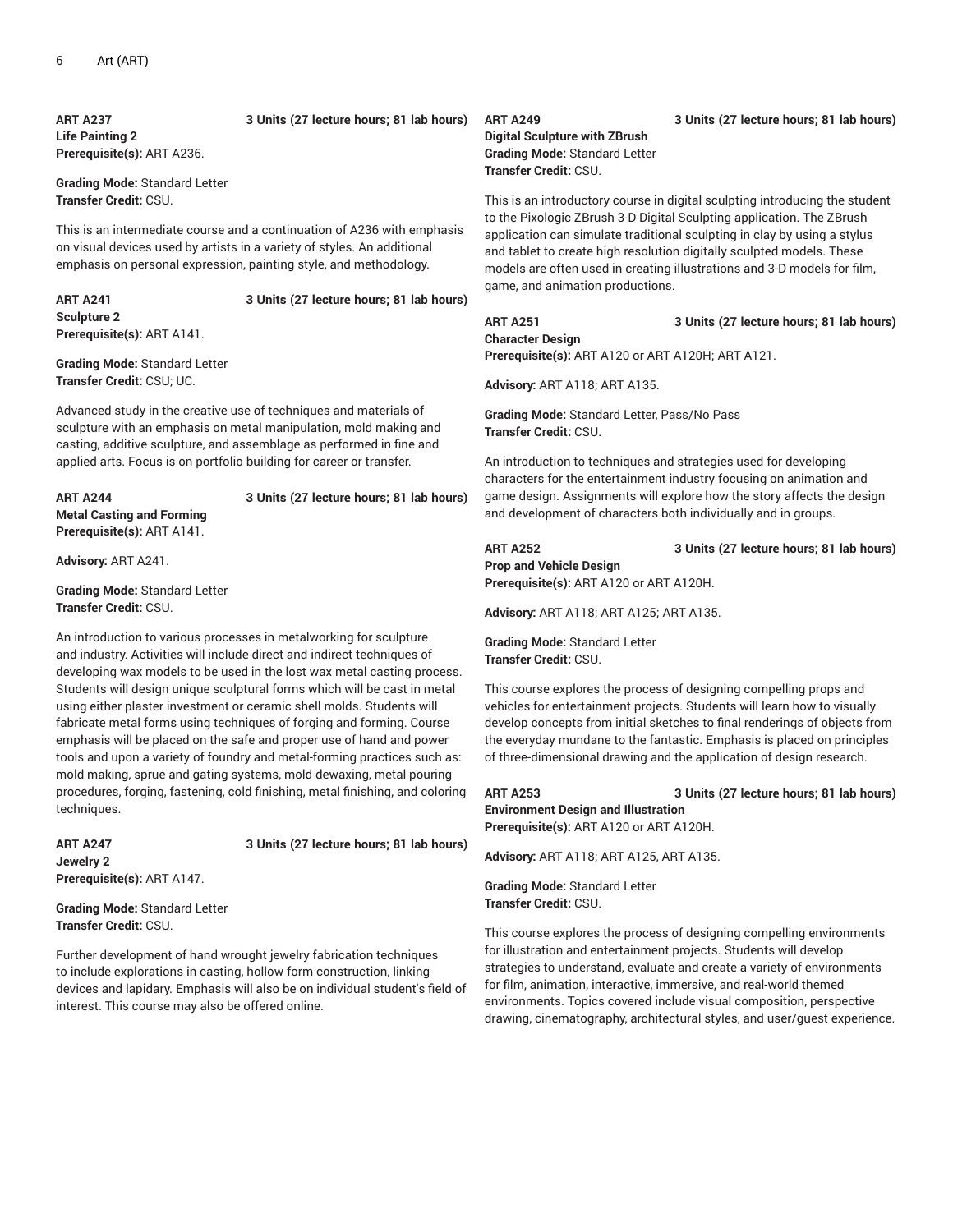**ART A237** **3 Units (27 lecture hours; 81 lab hours)**
**Life Painting 2**
**Prerequisite(s):** ART A236.

**Grading Mode:** Standard Letter
**Transfer Credit:** CSU.

This is an intermediate course and a continuation of A236 with emphasis on visual devices used by artists in a variety of styles. An additional emphasis on personal expression, painting style, and methodology.

**ART A241** **3 Units (27 lecture hours; 81 lab hours)**
**Sculpture 2**
**Prerequisite(s):** ART A141.

**Grading Mode:** Standard Letter
**Transfer Credit:** CSU; UC.

Advanced study in the creative use of techniques and materials of sculpture with an emphasis on metal manipulation, mold making and casting, additive sculpture, and assemblage as performed in fine and applied arts. Focus is on portfolio building for career or transfer.

**ART A244** **3 Units (27 lecture hours; 81 lab hours)**
**Metal Casting and Forming**
**Prerequisite(s):** ART A141.

**Advisory:** ART A241.

**Grading Mode:** Standard Letter
**Transfer Credit:** CSU.

An introduction to various processes in metalworking for sculpture and industry. Activities will include direct and indirect techniques of developing wax models to be used in the lost wax metal casting process. Students will design unique sculptural forms which will be cast in metal using either plaster investment or ceramic shell molds. Students will fabricate metal forms using techniques of forging and forming. Course emphasis will be placed on the safe and proper use of hand and power tools and upon a variety of foundry and metal-forming practices such as: mold making, sprue and gating systems, mold dewaxing, metal pouring procedures, forging, fastening, cold finishing, metal finishing, and coloring techniques.

**ART A247** **3 Units (27 lecture hours; 81 lab hours)**
**Jewelry 2**
**Prerequisite(s):** ART A147.

**Grading Mode:** Standard Letter
**Transfer Credit:** CSU.

Further development of hand wrought jewelry fabrication techniques to include explorations in casting, hollow form construction, linking devices and lapidary. Emphasis will also be on individual student's field of interest. This course may also be offered online.

**ART A249** **3 Units (27 lecture hours; 81 lab hours)**
**Digital Sculpture with ZBrush**
**Grading Mode:** Standard Letter
**Transfer Credit:** CSU.

This is an introductory course in digital sculpting introducing the student to the Pixologic ZBrush 3-D Digital Sculpting application. The ZBrush application can simulate traditional sculpting in clay by using a stylus and tablet to create high resolution digitally sculpted models. These models are often used in creating illustrations and 3-D models for film, game, and animation productions.

**ART A251** **3 Units (27 lecture hours; 81 lab hours)**
**Character Design**
**Prerequisite(s):** ART A120 or ART A120H; ART A121.

**Advisory:** ART A118; ART A135.

**Grading Mode:** Standard Letter, Pass/No Pass
**Transfer Credit:** CSU.

An introduction to techniques and strategies used for developing characters for the entertainment industry focusing on animation and game design. Assignments will explore how the story affects the design and development of characters both individually and in groups.

**ART A252** **3 Units (27 lecture hours; 81 lab hours)**
**Prop and Vehicle Design**
**Prerequisite(s):** ART A120 or ART A120H.

**Advisory:** ART A118; ART A125; ART A135.

**Grading Mode:** Standard Letter
**Transfer Credit:** CSU.

This course explores the process of designing compelling props and vehicles for entertainment projects. Students will learn how to visually develop concepts from initial sketches to final renderings of objects from the everyday mundane to the fantastic. Emphasis is placed on principles of three-dimensional drawing and the application of design research.

**ART A253** **3 Units (27 lecture hours; 81 lab hours)**
**Environment Design and Illustration**
**Prerequisite(s):** ART A120 or ART A120H.

**Advisory:** ART A118; ART A125, ART A135.

**Grading Mode:** Standard Letter
**Transfer Credit:** CSU.

This course explores the process of designing compelling environments for illustration and entertainment projects. Students will develop strategies to understand, evaluate and create a variety of environments for film, animation, interactive, immersive, and real-world themed environments. Topics covered include visual composition, perspective drawing, cinematography, architectural styles, and user/guest experience.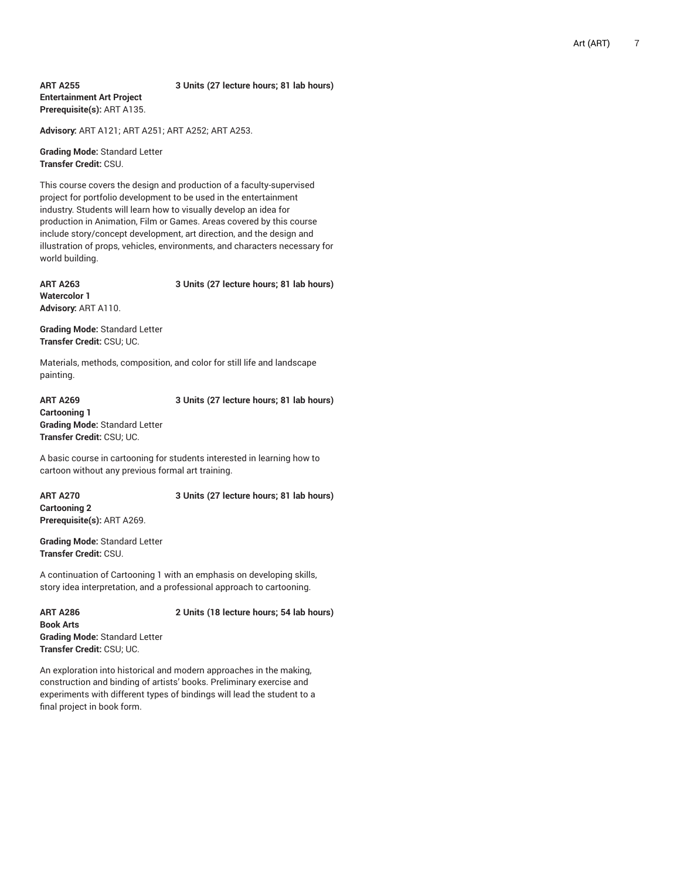**ART A255** **3 Units (27 lecture hours; 81 lab hours)**
**Entertainment Art Project**
**Prerequisite(s):** ART A135.

**Advisory:** ART A121; ART A251; ART A252; ART A253.

**Grading Mode:** Standard Letter
**Transfer Credit:** CSU.

This course covers the design and production of a faculty-supervised project for portfolio development to be used in the entertainment industry. Students will learn how to visually develop an idea for production in Animation, Film or Games. Areas covered by this course include story/concept development, art direction, and the design and illustration of props, vehicles, environments, and characters necessary for world building.

**ART A263** **3 Units (27 lecture hours; 81 lab hours)**
**Watercolor 1**
**Advisory:** ART A110.

**Grading Mode:** Standard Letter
**Transfer Credit:** CSU; UC.

Materials, methods, composition, and color for still life and landscape painting.

**ART A269** **3 Units (27 lecture hours; 81 lab hours)**
**Cartooning 1**
**Grading Mode:** Standard Letter
**Transfer Credit:** CSU; UC.

A basic course in cartooning for students interested in learning how to cartoon without any previous formal art training.

**ART A270** **3 Units (27 lecture hours; 81 lab hours)**
**Cartooning 2**
**Prerequisite(s):** ART A269.

**Grading Mode:** Standard Letter
**Transfer Credit:** CSU.

A continuation of Cartooning 1 with an emphasis on developing skills, story idea interpretation, and a professional approach to cartooning.

**ART A286** **2 Units (18 lecture hours; 54 lab hours)**
**Book Arts**
**Grading Mode:** Standard Letter
**Transfer Credit:** CSU; UC.

An exploration into historical and modern approaches in the making, construction and binding of artists' books. Preliminary exercise and experiments with different types of bindings will lead the student to a final project in book form.